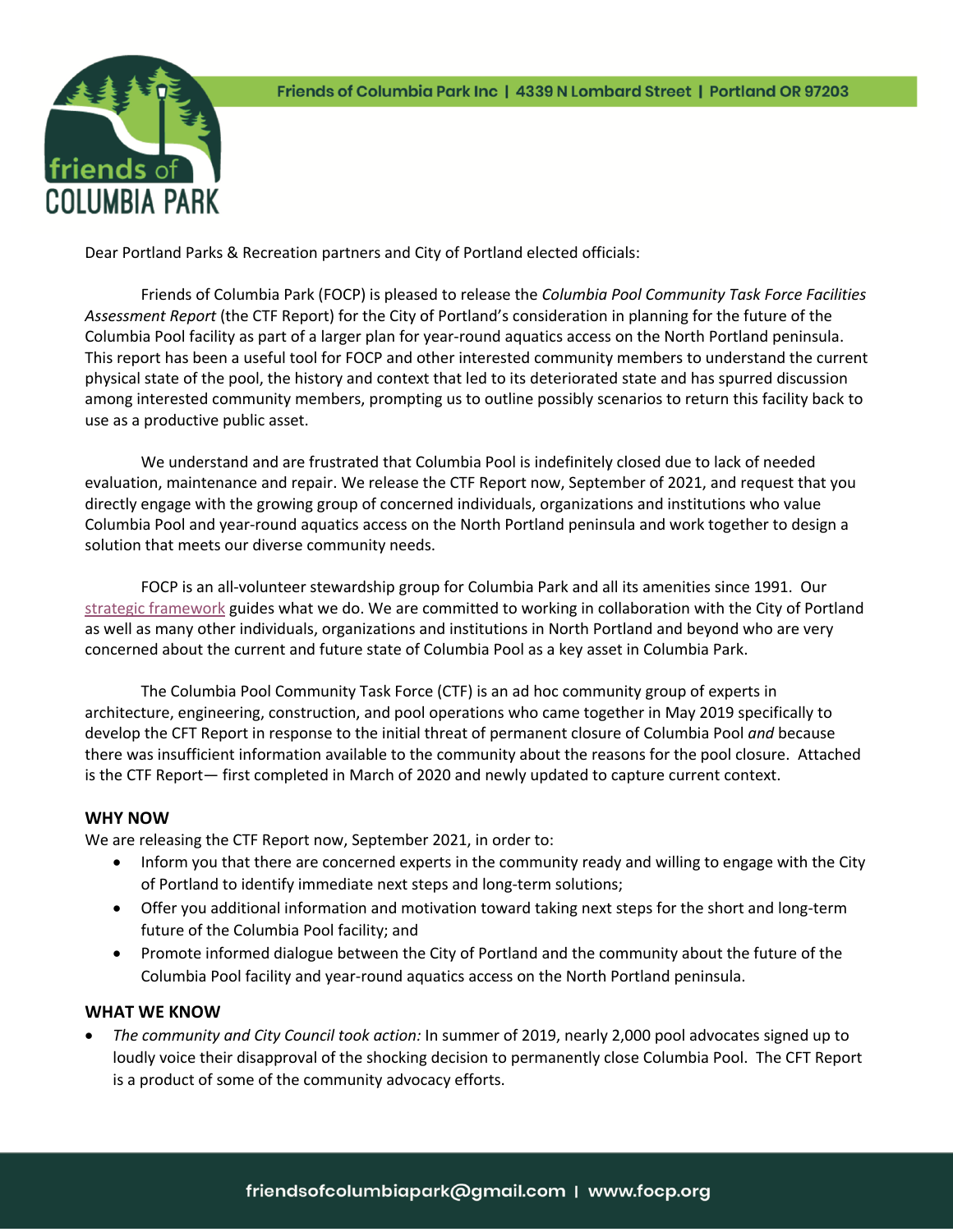Friends of Columbia Park Inc | 4339 N Lombard Street | Portland OR 97203

Dear Portland Parks & Recreation partners and City of Portland elected officials:

Friends of Columbia Park (FOCP) is pleased to release the *Columbia Pool Community Task Force Facilities Assessment Report* (the CTF Report) for the City of Portland's consideration in planning for the future of the Columbia Pool facility as part of a larger plan for year-round aquatics access on the North Portland peninsula. This report has been a useful tool for FOCP and other interested community members to understand the current physical state of the pool, the history and context that led to its deteriorated state and has spurred discussion among interested community members, prompting us to outline possibly scenarios to return this facility back to use as a productive public asset.

We understand and are frustrated that Columbia Pool is indefinitely closed due to lack of needed evaluation, maintenance and repair. We release the CTF Report now, September of 2021, and request that you directly engage with the growing group of concerned individuals, organizations and institutions who value Columbia Pool and year-round aquatics access on the North Portland peninsula and work together to design a solution that meets our diverse community needs.

FOCP is an all-volunteer stewardship group for Columbia Park and all its amenities since 1991. Our strategic framework guides what we do. We are committed to working in collaboration with the City of Portland as well as many other individuals, organizations and institutions in North Portland and beyond who are very concerned about the current and future state of Columbia Pool as a key asset in Columbia Park.

The Columbia Pool Community Task Force (CTF) is an ad hoc community group of experts in architecture, engineering, construction, and pool operations who came together in May 2019 specifically to develop the CFT Report in response to the initial threat of permanent closure of Columbia Pool *and* because there was insufficient information available to the community about the reasons for the pool closure. Attached is the CTF Report— first completed in March of 2020 and newly updated to capture current context.

**WHY NOW**

We are releasing the CTF Report now, September 2021, in order to:

- Inform you that there are concerned experts in the community ready and willing to engage with the City of Portland to identify immediate next steps and long-term solutions;
- Offer you additional information and motivation toward taking next steps for the short and long-term future of the Columbia Pool facility; and
- Promote informed dialogue between the City of Portland and the community about the future of the Columbia Pool facility and year-round aquatics access on the North Portland peninsula.

**WHAT WE KNOW**

- *The community and City Council took action:* In summer of 2019, nearly 2,000 pool advocates signed up to loudly voice their disapproval of the shocking decision to permanently close Columbia Pool. The CFT Report is a product of some of the community advocacy efforts.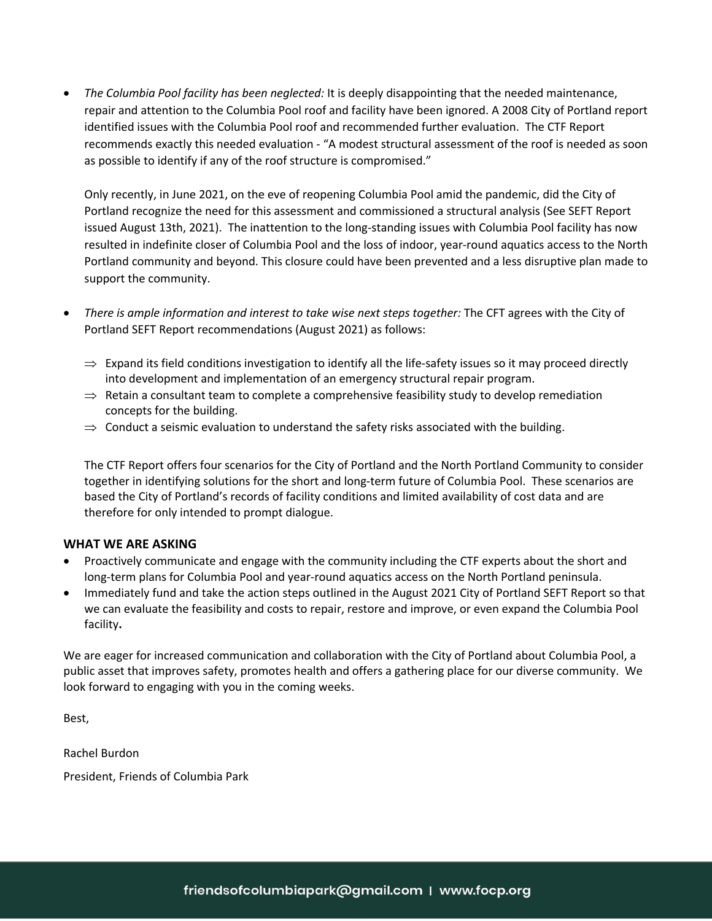- *The Columbia Pool facility has been neglected:* It is deeply disappointing that the needed maintenance, repair and attention to the Columbia Pool roof and facility have been ignored. A 2008 City of Portland report identified issues with the Columbia Pool roof and recommended further evaluation. The CTF Report recommends exactly this needed evaluation - "A modest structural assessment of the roof is needed as soon as possible to identify if any of the roof structure is compromised."

  Only recently, in June 2021, on the eve of reopening Columbia Pool amid the pandemic, did the City of Portland recognize the need for this assessment and commissioned a structural analysis (See SEFT Report issued August 13th, 2021). The inattention to the long-standing issues with Columbia Pool facility has now resulted in indefinite closer of Columbia Pool and the loss of indoor, year-round aquatics access to the North Portland community and beyond. This closure could have been prevented and a less disruptive plan made to support the community.

- *There is ample information and interest to take wise next steps together:* The CFT agrees with the City of Portland SEFT Report recommendations (August 2021) as follows:

  ⇒ Expand its field conditions investigation to identify all the life-safety issues so it may proceed directly into development and implementation of an emergency structural repair program.
  ⇒ Retain a consultant team to complete a comprehensive feasibility study to develop remediation concepts for the building.
  ⇒ Conduct a seismic evaluation to understand the safety risks associated with the building.

  The CTF Report offers four scenarios for the City of Portland and the North Portland Community to consider together in identifying solutions for the short and long-term future of Columbia Pool. These scenarios are based the City of Portland's records of facility conditions and limited availability of cost data and are therefore for only intended to prompt dialogue.

**WHAT WE ARE ASKING**

- Proactively communicate and engage with the community including the CTF experts about the short and long-term plans for Columbia Pool and year-round aquatics access on the North Portland peninsula.
- Immediately fund and take the action steps outlined in the August 2021 City of Portland SEFT Report so that we can evaluate the feasibility and costs to repair, restore and improve, or even expand the Columbia Pool facility**.**

We are eager for increased communication and collaboration with the City of Portland about Columbia Pool, a public asset that improves safety, promotes health and offers a gathering place for our diverse community. We look forward to engaging with you in the coming weeks.

Best,

Rachel Burdon

President, Friends of Columbia Park

friendsofcolumbiapark@gmail.com | www.focp.org